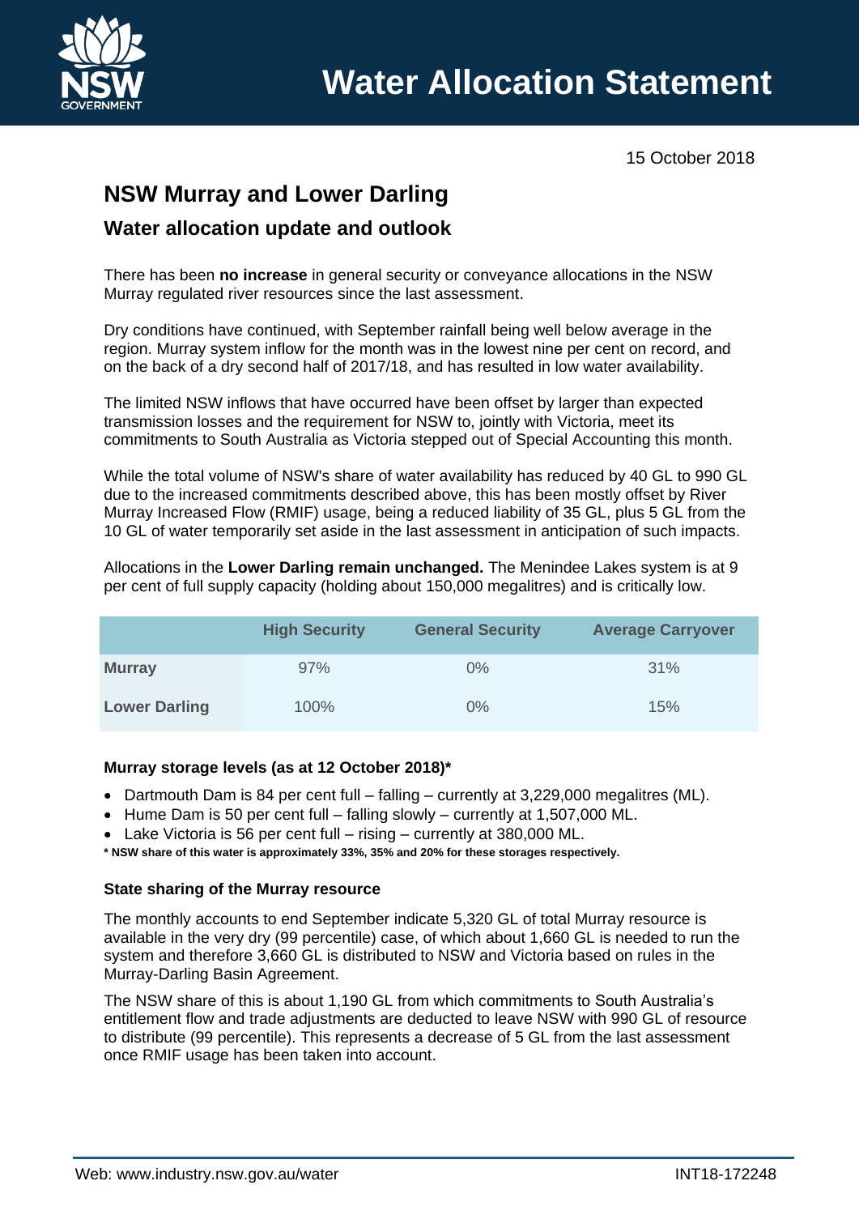# Water Allocation Statement

15 October 2018

## NSW Murray and Lower Darling

### Water allocation update and outlook

There has been **no increase** in general security or conveyance allocations in the NSW Murray regulated river resources since the last assessment.

Dry conditions have continued, with September rainfall being well below average in the region. Murray system inflow for the month was in the lowest nine per cent on record, and on the back of a dry second half of 2017/18, and has resulted in low water availability.

The limited NSW inflows that have occurred have been offset by larger than expected transmission losses and the requirement for NSW to, jointly with Victoria, meet its commitments to South Australia as Victoria stepped out of Special Accounting this month.

While the total volume of NSW's share of water availability has reduced by 40 GL to 990 GL due to the increased commitments described above, this has been mostly offset by River Murray Increased Flow (RMIF) usage, being a reduced liability of 35 GL, plus 5 GL from the 10 GL of water temporarily set aside in the last assessment in anticipation of such impacts.

Allocations in the **Lower Darling remain unchanged.** The Menindee Lakes system is at 9 per cent of full supply capacity (holding about 150,000 megalitres) and is critically low.

| | High Security | General Security | Average Carryover |
|---|---|---|---|
| **Murray** | 97% | 0% | 31% |
| **Lower Darling** | 100% | 0% | 15% |

#### Murray storage levels (as at 12 October 2018)*

- Dartmouth Dam is 84 per cent full – falling – currently at 3,229,000 megalitres (ML).
- Hume Dam is 50 per cent full – falling slowly – currently at 1,507,000 ML.
- Lake Victoria is 56 per cent full – rising – currently at 380,000 ML.

**\* NSW share of this water is approximately 33%, 35% and 20% for these storages respectively.**

#### State sharing of the Murray resource

The monthly accounts to end September indicate 5,320 GL of total Murray resource is available in the very dry (99 percentile) case, of which about 1,660 GL is needed to run the system and therefore 3,660 GL is distributed to NSW and Victoria based on rules in the Murray-Darling Basin Agreement.

The NSW share of this is about 1,190 GL from which commitments to South Australia's entitlement flow and trade adjustments are deducted to leave NSW with 990 GL of resource to distribute (99 percentile). This represents a decrease of 5 GL from the last assessment once RMIF usage has been taken into account.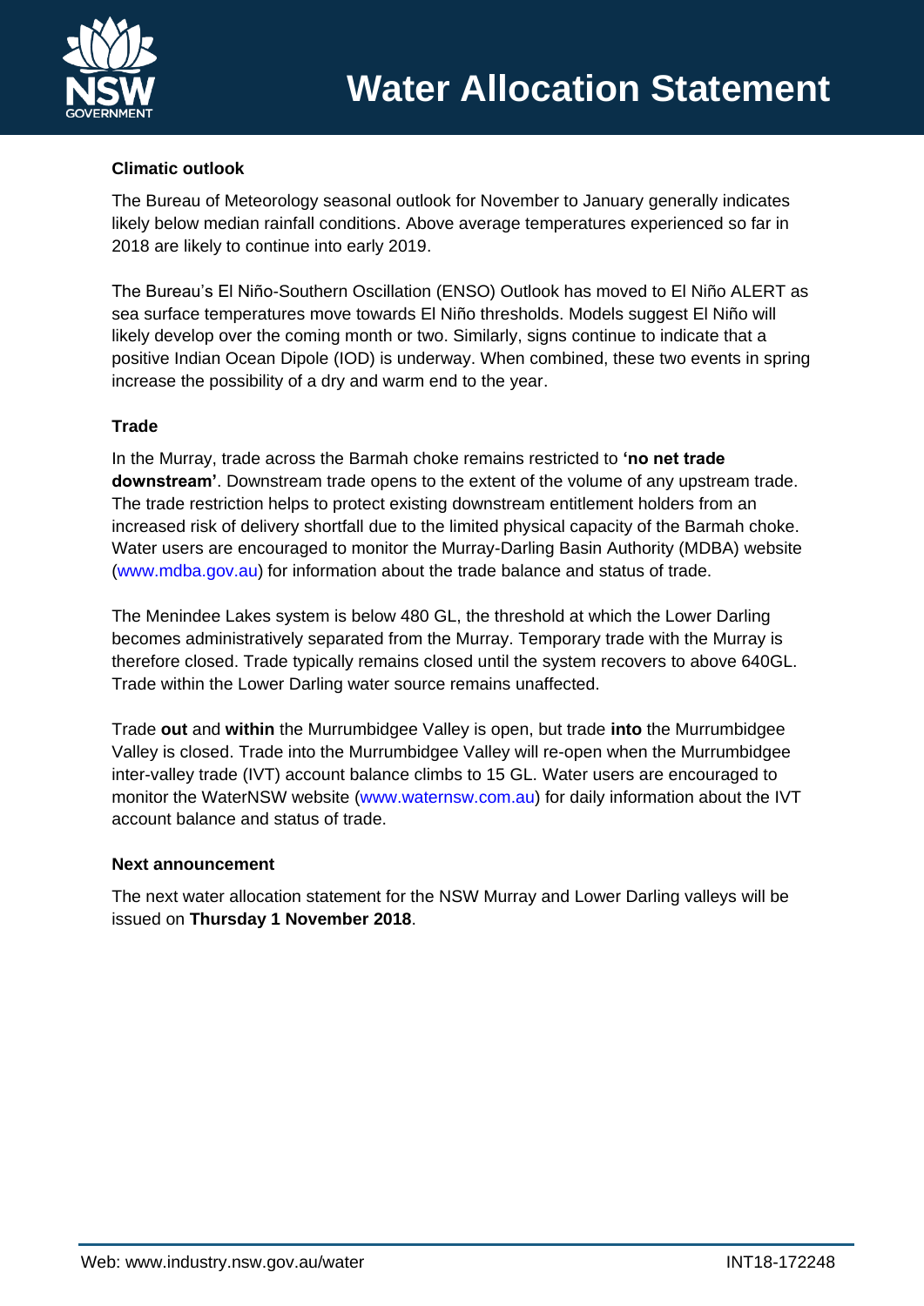### Climatic outlook

The Bureau of Meteorology seasonal outlook for November to January generally indicates likely below median rainfall conditions. Above average temperatures experienced so far in 2018 are likely to continue into early 2019.

The Bureau's El Niño-Southern Oscillation (ENSO) Outlook has moved to El Niño ALERT as sea surface temperatures move towards El Niño thresholds. Models suggest El Niño will likely develop over the coming month or two. Similarly, signs continue to indicate that a positive Indian Ocean Dipole (IOD) is underway. When combined, these two events in spring increase the possibility of a dry and warm end to the year.

### Trade

In the Murray, trade across the Barmah choke remains restricted to **'no net trade downstream'**. Downstream trade opens to the extent of the volume of any upstream trade. The trade restriction helps to protect existing downstream entitlement holders from an increased risk of delivery shortfall due to the limited physical capacity of the Barmah choke. Water users are encouraged to monitor the Murray-Darling Basin Authority (MDBA) website (www.mdba.gov.au) for information about the trade balance and status of trade.

The Menindee Lakes system is below 480 GL, the threshold at which the Lower Darling becomes administratively separated from the Murray. Temporary trade with the Murray is therefore closed. Trade typically remains closed until the system recovers to above 640GL. Trade within the Lower Darling water source remains unaffected.

Trade **out** and **within** the Murrumbidgee Valley is open, but trade **into** the Murrumbidgee Valley is closed. Trade into the Murrumbidgee Valley will re-open when the Murrumbidgee inter-valley trade (IVT) account balance climbs to 15 GL. Water users are encouraged to monitor the WaterNSW website (www.waternsw.com.au) for daily information about the IVT account balance and status of trade.

### Next announcement

The next water allocation statement for the NSW Murray and Lower Darling valleys will be issued on **Thursday 1 November 2018**.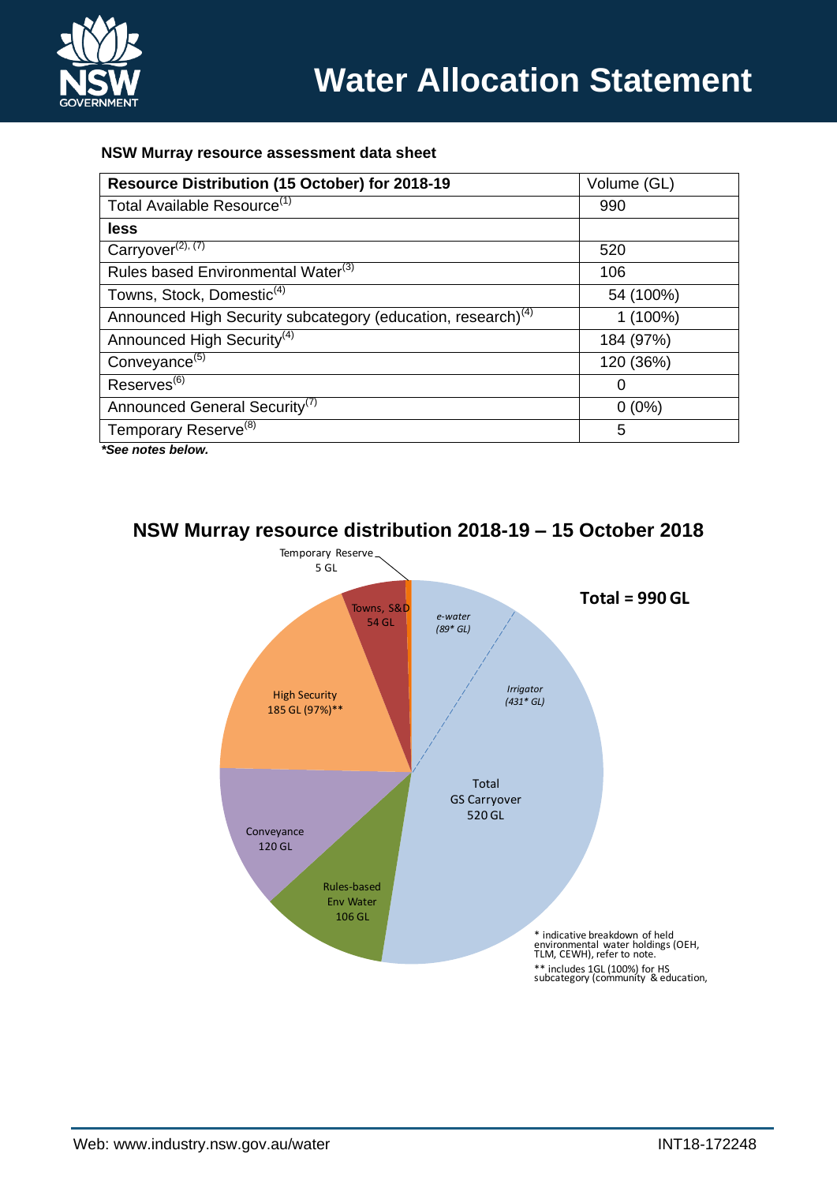# Water Allocation Statement

**NSW Murray resource assessment data sheet**

| **Resource Distribution (15 October) for 2018-19** | Volume (GL) |
|---|---|
| Total Available Resource[(1)] | 990 |
| **less** | |
| Carryover[(2), (7)] | 520 |
| Rules based Environmental Water[(3)] | 106 |
| Towns, Stock, Domestic[(4)] | 54 (100%) |
| Announced High Security subcategory (education, research)[(4)] | 1 (100%) |
| Announced High Security[(4)] | 184 (97%) |
| Conveyance[(5)] | 120 (36%) |
| Reserves[(6)] | 0 |
| Announced General Security[(7)] | 0 (0%) |
| Temporary Reserve[(8)] | 5 |

***See notes below.***

## NSW Murray resource distribution 2018-19 – 15 October 2018

**Total = 990 GL**

- Temporary Reserve 5 GL
- Towns, S&D 54 GL
- High Security 185 GL (97%)**
- Conveyance 120 GL
- Rules-based Env Water 106 GL
- Total GS Carryover 520 GL
  - *e-water (89* GL)*
  - *Irrigator (431* GL)*

\* indicative breakdown of held environmental water holdings (OEH, TLM, CEWH), refer to note.

\** includes 1GL (100%) for HS subcategory (community & education,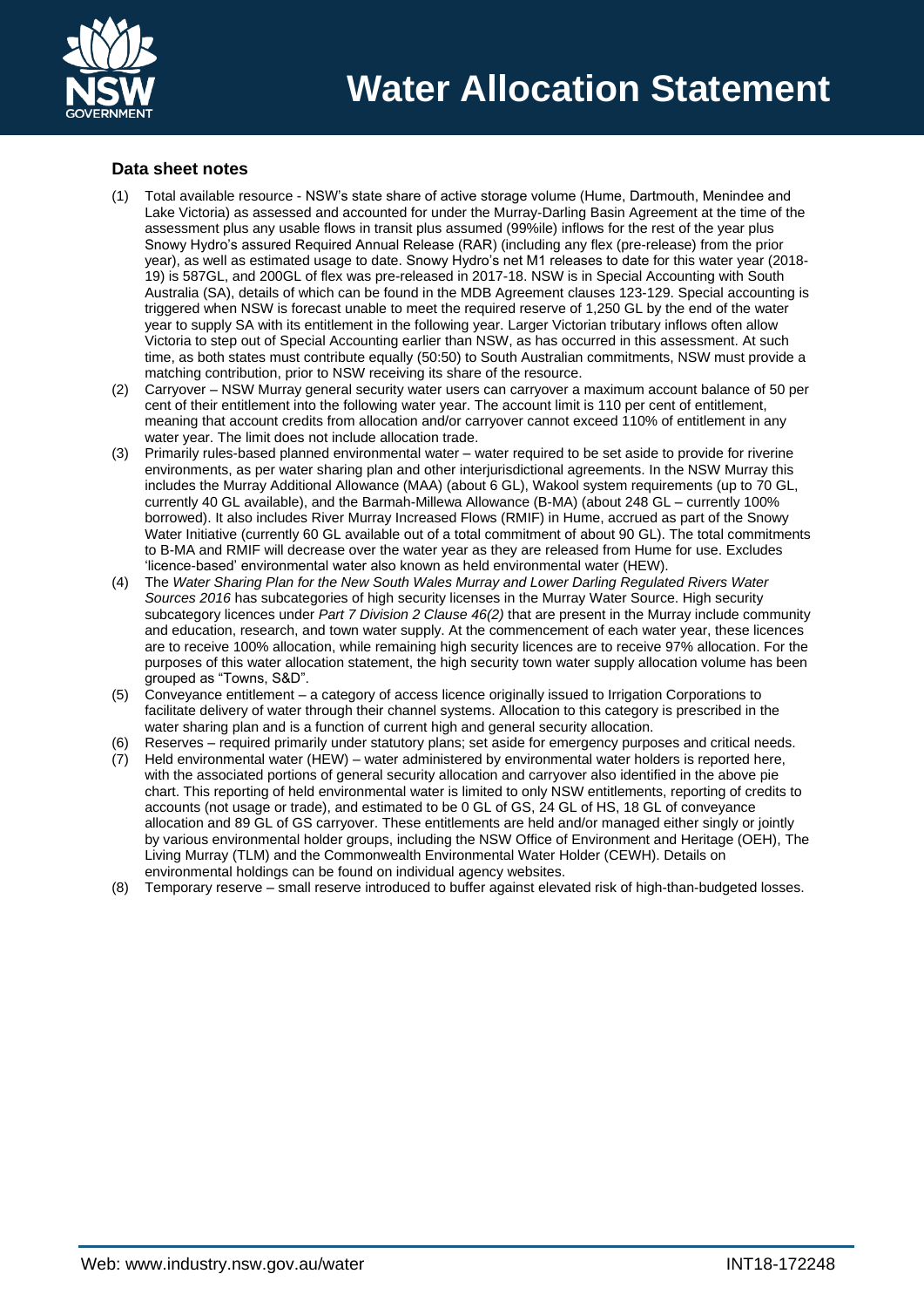# Water Allocation Statement

## Data sheet notes

(1) Total available resource - NSW's state share of active storage volume (Hume, Dartmouth, Menindee and Lake Victoria) as assessed and accounted for under the Murray-Darling Basin Agreement at the time of the assessment plus any usable flows in transit plus assumed (99%ile) inflows for the rest of the year plus Snowy Hydro's assured Required Annual Release (RAR) (including any flex (pre-release) from the prior year), as well as estimated usage to date. Snowy Hydro's net M1 releases to date for this water year (2018-19) is 587GL, and 200GL of flex was pre-released in 2017-18. NSW is in Special Accounting with South Australia (SA), details of which can be found in the MDB Agreement clauses 123-129. Special accounting is triggered when NSW is forecast unable to meet the required reserve of 1,250 GL by the end of the water year to supply SA with its entitlement in the following year. Larger Victorian tributary inflows often allow Victoria to step out of Special Accounting earlier than NSW, as has occurred in this assessment. At such time, as both states must contribute equally (50:50) to South Australian commitments, NSW must provide a matching contribution, prior to NSW receiving its share of the resource.

(2) Carryover – NSW Murray general security water users can carryover a maximum account balance of 50 per cent of their entitlement into the following water year. The account limit is 110 per cent of entitlement, meaning that account credits from allocation and/or carryover cannot exceed 110% of entitlement in any water year. The limit does not include allocation trade.

(3) Primarily rules-based planned environmental water – water required to be set aside to provide for riverine environments, as per water sharing plan and other interjurisdictional agreements. In the NSW Murray this includes the Murray Additional Allowance (MAA) (about 6 GL), Wakool system requirements (up to 70 GL, currently 40 GL available), and the Barmah-Millewa Allowance (B-MA) (about 248 GL – currently 100% borrowed). It also includes River Murray Increased Flows (RMIF) in Hume, accrued as part of the Snowy Water Initiative (currently 60 GL available out of a total commitment of about 90 GL). The total commitments to B-MA and RMIF will decrease over the water year as they are released from Hume for use. Excludes 'licence-based' environmental water also known as held environmental water (HEW).

(4) The *Water Sharing Plan for the New South Wales Murray and Lower Darling Regulated Rivers Water Sources 2016* has subcategories of high security licenses in the Murray Water Source. High security subcategory licences under *Part 7 Division 2 Clause 46(2)* that are present in the Murray include community and education, research, and town water supply. At the commencement of each water year, these licences are to receive 100% allocation, while remaining high security licences are to receive 97% allocation. For the purposes of this water allocation statement, the high security town water supply allocation volume has been grouped as "Towns, S&D".

(5) Conveyance entitlement – a category of access licence originally issued to Irrigation Corporations to facilitate delivery of water through their channel systems. Allocation to this category is prescribed in the water sharing plan and is a function of current high and general security allocation.

(6) Reserves – required primarily under statutory plans; set aside for emergency purposes and critical needs.

(7) Held environmental water (HEW) – water administered by environmental water holders is reported here, with the associated portions of general security allocation and carryover also identified in the above pie chart. This reporting of held environmental water is limited to only NSW entitlements, reporting of credits to accounts (not usage or trade), and estimated to be 0 GL of GS, 24 GL of HS, 18 GL of conveyance allocation and 89 GL of GS carryover. These entitlements are held and/or managed either singly or jointly by various environmental holder groups, including the NSW Office of Environment and Heritage (OEH), The Living Murray (TLM) and the Commonwealth Environmental Water Holder (CEWH). Details on environmental holdings can be found on individual agency websites.

(8) Temporary reserve – small reserve introduced to buffer against elevated risk of high-than-budgeted losses.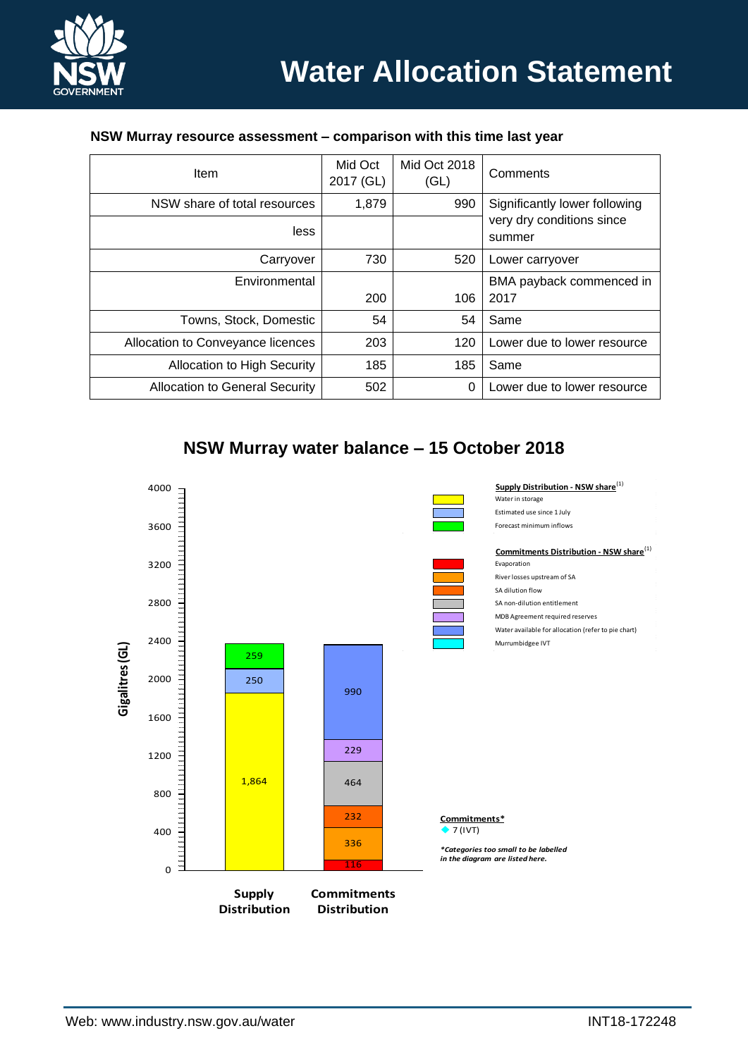# Water Allocation Statement

**NSW Murray resource assessment – comparison with this time last year**

| Item | Mid Oct 2017 (GL) | Mid Oct 2018 (GL) | Comments |
|---|---|---|---|
| NSW share of total resources | 1,879 | 990 | Significantly lower following very dry conditions since summer |
| less | | | |
| Carryover | 730 | 520 | Lower carryover |
| Environmental | 200 | 106 | BMA payback commenced in 2017 |
| Towns, Stock, Domestic | 54 | 54 | Same |
| Allocation to Conveyance licences | 203 | 120 | Lower due to lower resource |
| Allocation to High Security | 185 | 185 | Same |
| Allocation to General Security | 502 | 0 | Lower due to lower resource |

## NSW Murray water balance – 15 October 2018

| Supply Distribution - NSW share[1] | GL |
|---|---|
| Water in storage | 1,864 |
| Estimated use since 1 July | 250 |
| Forecast minimum inflows | 259 |

| Commitments Distribution - NSW share[1] | GL |
|---|---|
| Evaporation | 116 |
| River losses upstream of SA | 336 |
| SA dilution flow | 232 |
| SA non-dilution entitlement | 464 |
| MDB Agreement required reserves | 229 |
| Water available for allocation (refer to pie chart) | 990 |
| Murrumbidgee IVT | |

**Commitments***

- 7 (IVT)

*Categories too small to be labelled in the diagram are listed here.*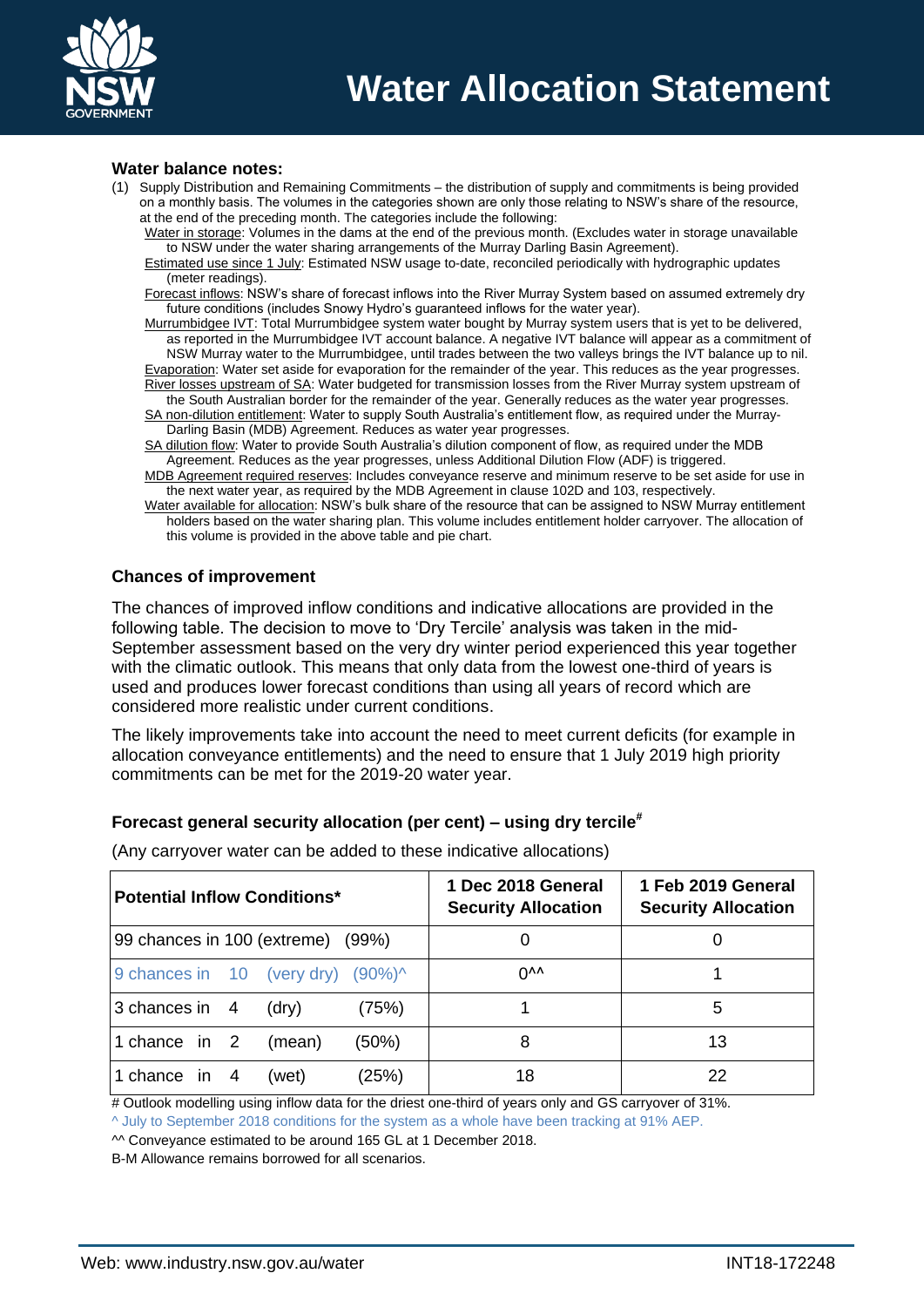### Water balance notes:

(1) Supply Distribution and Remaining Commitments – the distribution of supply and commitments is being provided on a monthly basis. The volumes in the categories shown are only those relating to NSW's share of the resource, at the end of the preceding month. The categories include the following:

- Water in storage: Volumes in the dams at the end of the previous month. (Excludes water in storage unavailable to NSW under the water sharing arrangements of the Murray Darling Basin Agreement).
- Estimated use since 1 July: Estimated NSW usage to-date, reconciled periodically with hydrographic updates (meter readings).
- Forecast inflows: NSW's share of forecast inflows into the River Murray System based on assumed extremely dry future conditions (includes Snowy Hydro's guaranteed inflows for the water year).
- Murrumbidgee IVT: Total Murrumbidgee system water bought by Murray system users that is yet to be delivered, as reported in the Murrumbidgee IVT account balance. A negative IVT balance will appear as a commitment of NSW Murray water to the Murrumbidgee, until trades between the two valleys brings the IVT balance up to nil.
- Evaporation: Water set aside for evaporation for the remainder of the year. This reduces as the year progresses.
- River losses upstream of SA: Water budgeted for transmission losses from the River Murray system upstream of the South Australian border for the remainder of the year. Generally reduces as the water year progresses.
- SA non-dilution entitlement: Water to supply South Australia's entitlement flow, as required under the Murray-Darling Basin (MDB) Agreement. Reduces as water year progresses.
- SA dilution flow: Water to provide South Australia's dilution component of flow, as required under the MDB Agreement. Reduces as the year progresses, unless Additional Dilution Flow (ADF) is triggered.
- MDB Agreement required reserves: Includes conveyance reserve and minimum reserve to be set aside for use in the next water year, as required by the MDB Agreement in clause 102D and 103, respectively.
- Water available for allocation: NSW's bulk share of the resource that can be assigned to NSW Murray entitlement holders based on the water sharing plan. This volume includes entitlement holder carryover. The allocation of this volume is provided in the above table and pie chart.

### Chances of improvement

The chances of improved inflow conditions and indicative allocations are provided in the following table. The decision to move to 'Dry Tercile' analysis was taken in the mid-September assessment based on the very dry winter period experienced this year together with the climatic outlook. This means that only data from the lowest one-third of years is used and produces lower forecast conditions than using all years of record which are considered more realistic under current conditions.

The likely improvements take into account the need to meet current deficits (for example in allocation conveyance entitlements) and the need to ensure that 1 July 2019 high priority commitments can be met for the 2019-20 water year.

### Forecast general security allocation (per cent) – using dry tercile#

(Any carryover water can be added to these indicative allocations)

| Potential Inflow Conditions* | 1 Dec 2018 General Security Allocation | 1 Feb 2019 General Security Allocation |
|---|---|---|
| 99 chances in 100 (extreme) (99%) | 0 | 0 |
| 9 chances in 10 (very dry) (90%)^ | 0^^ | 1 |
| 3 chances in 4 (dry) (75%) | 1 | 5 |
| 1 chance in 2 (mean) (50%) | 8 | 13 |
| 1 chance in 4 (wet) (25%) | 18 | 22 |

# Outlook modelling using inflow data for the driest one-third of years only and GS carryover of 31%.

^ July to September 2018 conditions for the system as a whole have been tracking at 91% AEP.

^^ Conveyance estimated to be around 165 GL at 1 December 2018.

B-M Allowance remains borrowed for all scenarios.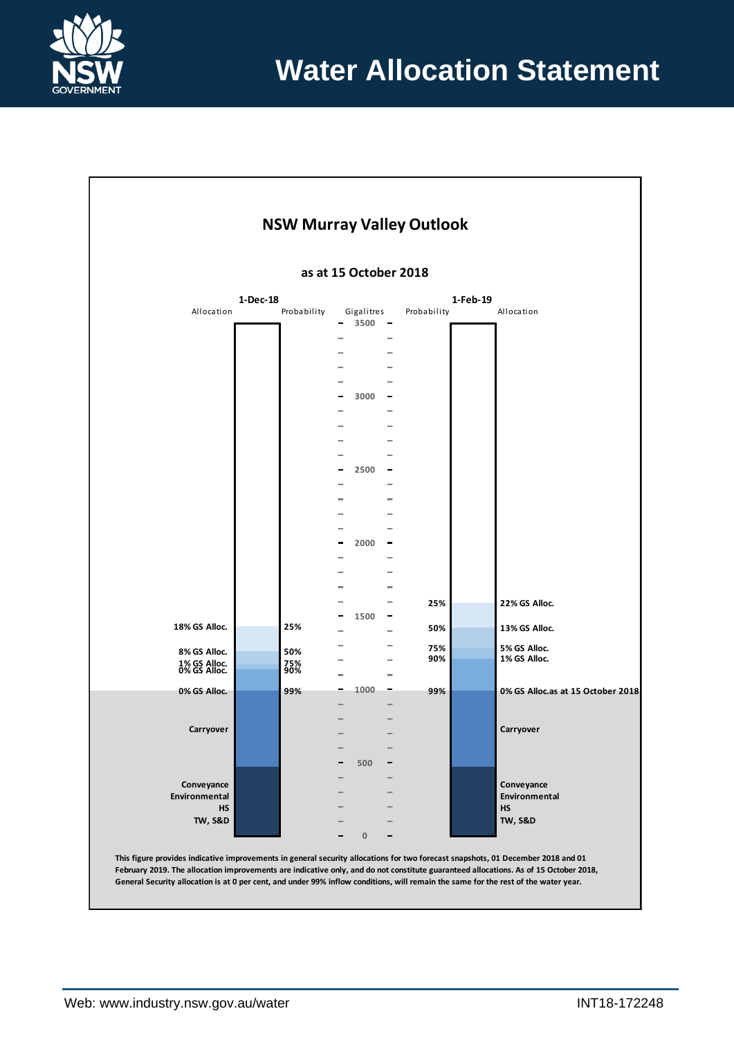# Water Allocation Statement

## NSW Murray Valley Outlook

as at 15 October 2018

1-Dec-18

Allocation

Probability

Gigalitres

Probability

1-Feb-19

Allocation

3500

3000

2500

2000

1500

1000

500

0

18% GS Alloc.

25%

8% GS Alloc.

50%

1% GS Alloc.

75%

0% GS Alloc.

90%

0% GS Alloc.

99%

Carryover

Conveyance

Environmental

HS

TW, S&D

25%

22% GS Alloc.

50%

13% GS Alloc.

75%

5% GS Alloc.

90%

1% GS Alloc.

99%

0% GS Alloc.as at 15 October 2018

Carryover

Conveyance

Environmental

HS

TW, S&D

**This figure provides indicative improvements in general security allocations for two forecast snapshots, 01 December 2018 and 01 February 2019. The allocation improvements are indicative only, and do not constitute guaranteed allocations. As of 15 October 2018, General Security allocation is at 0 per cent, and under 99% inflow conditions, will remain the same for the rest of the water year.**

Web: www.industry.nsw.gov.au/water

INT18-172248